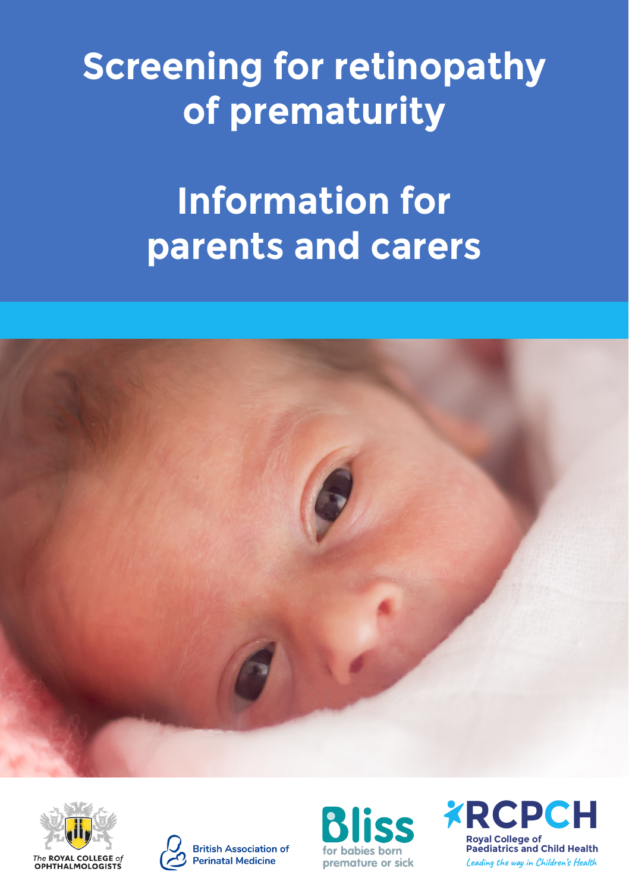# Screening for retinopathy of prematurity

# Information for parents and carers

The ROYAL COLLEGE of OPHTHALMOLOGISTS

British Association of Perinatal Medicine

Bliss for babies born premature or sick

RCPCH Royal College of Paediatrics and Child Health Leading the way in Children's Health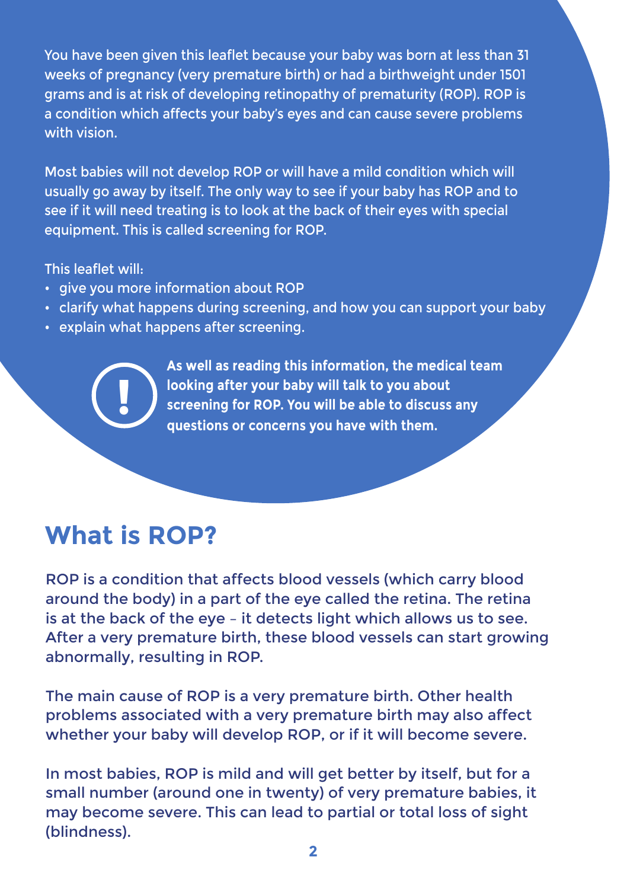You have been given this leaflet because your baby was born at less than 31 weeks of pregnancy (very premature birth) or had a birthweight under 1501 grams and is at risk of developing retinopathy of prematurity (ROP). ROP is a condition which affects your baby's eyes and can cause severe problems with vision.

Most babies will not develop ROP or will have a mild condition which will usually go away by itself. The only way to see if your baby has ROP and to see if it will need treating is to look at the back of their eyes with special equipment. This is called screening for ROP.

This leaflet will:

- give you more information about ROP
- clarify what happens during screening, and how you can support your baby
- explain what happens after screening.

**As well as reading this information, the medical team looking after your baby will talk to you about screening for ROP. You will be able to discuss any questions or concerns you have with them.**

## What is ROP?

ROP is a condition that affects blood vessels (which carry blood around the body) in a part of the eye called the retina. The retina is at the back of the eye – it detects light which allows us to see. After a very premature birth, these blood vessels can start growing abnormally, resulting in ROP.

The main cause of ROP is a very premature birth. Other health problems associated with a very premature birth may also affect whether your baby will develop ROP, or if it will become severe.

In most babies, ROP is mild and will get better by itself, but for a small number (around one in twenty) of very premature babies, it may become severe. This can lead to partial or total loss of sight (blindness).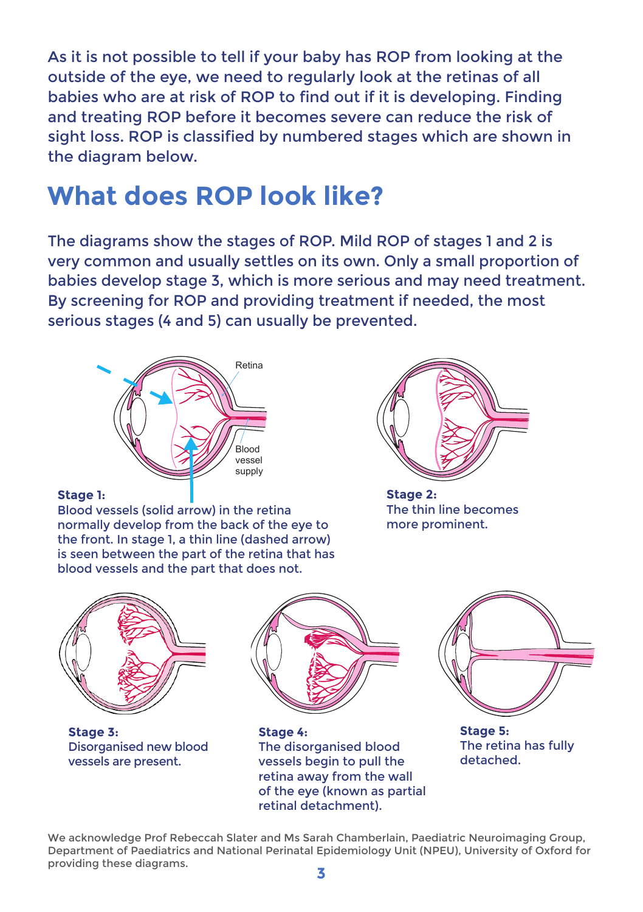As it is not possible to tell if your baby has ROP from looking at the outside of the eye, we need to regularly look at the retinas of all babies who are at risk of ROP to find out if it is developing. Finding and treating ROP before it becomes severe can reduce the risk of sight loss. ROP is classified by numbered stages which are shown in the diagram below.

## What does ROP look like?

The diagrams show the stages of ROP. Mild ROP of stages 1 and 2 is very common and usually settles on its own. Only a small proportion of babies develop stage 3, which is more serious and may need treatment. By screening for ROP and providing treatment if needed, the most serious stages (4 and 5) can usually be prevented.

Retina

Blood vessel supply

**Stage 1:**
Blood vessels (solid arrow) in the retina normally develop from the back of the eye to the front. In stage 1, a thin line (dashed arrow) is seen between the part of the retina that has blood vessels and the part that does not.

**Stage 2:**
The thin line becomes more prominent.

**Stage 3:**
Disorganised new blood vessels are present.

**Stage 4:**
The disorganised blood vessels begin to pull the retina away from the wall of the eye (known as partial retinal detachment).

**Stage 5:**
The retina has fully detached.

We acknowledge Prof Rebeccah Slater and Ms Sarah Chamberlain, Paediatric Neuroimaging Group, Department of Paediatrics and National Perinatal Epidemiology Unit (NPEU), University of Oxford for providing these diagrams.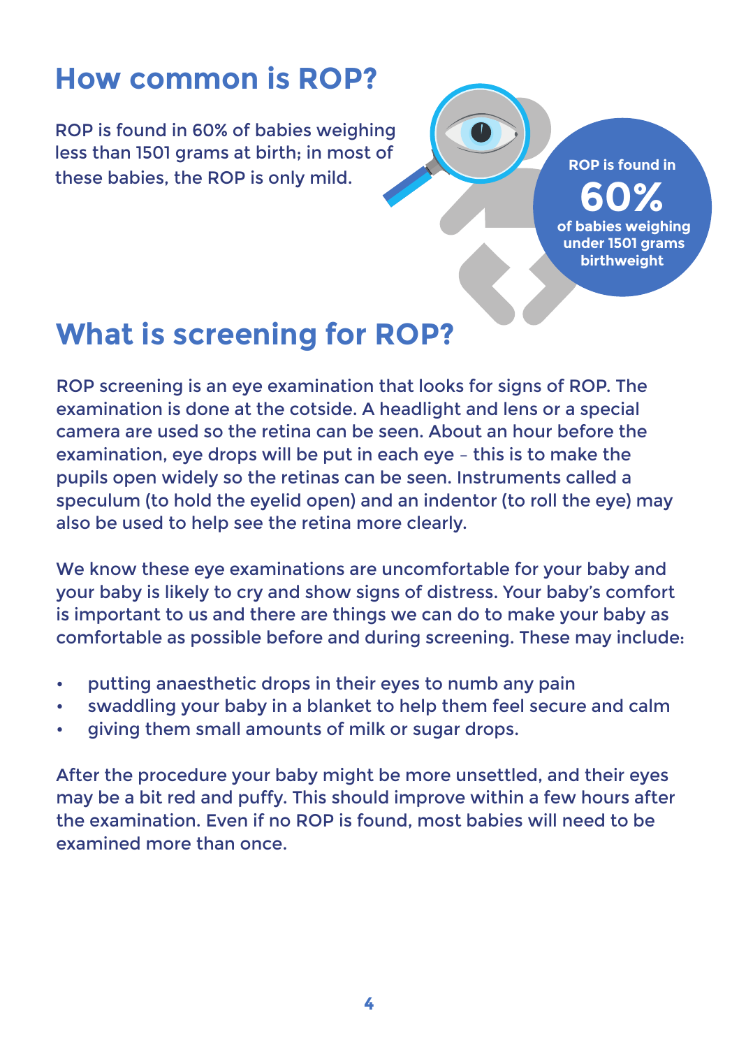## How common is ROP?

ROP is found in 60% of babies weighing less than 1501 grams at birth; in most of these babies, the ROP is only mild.

**ROP is found in 60% of babies weighing under 1501 grams birthweight**

## What is screening for ROP?

ROP screening is an eye examination that looks for signs of ROP. The examination is done at the cotside. A headlight and lens or a special camera are used so the retina can be seen. About an hour before the examination, eye drops will be put in each eye – this is to make the pupils open widely so the retinas can be seen. Instruments called a speculum (to hold the eyelid open) and an indentor (to roll the eye) may also be used to help see the retina more clearly.

We know these eye examinations are uncomfortable for your baby and your baby is likely to cry and show signs of distress. Your baby's comfort is important to us and there are things we can do to make your baby as comfortable as possible before and during screening. These may include:

- putting anaesthetic drops in their eyes to numb any pain
- swaddling your baby in a blanket to help them feel secure and calm
- giving them small amounts of milk or sugar drops.

After the procedure your baby might be more unsettled, and their eyes may be a bit red and puffy. This should improve within a few hours after the examination. Even if no ROP is found, most babies will need to be examined more than once.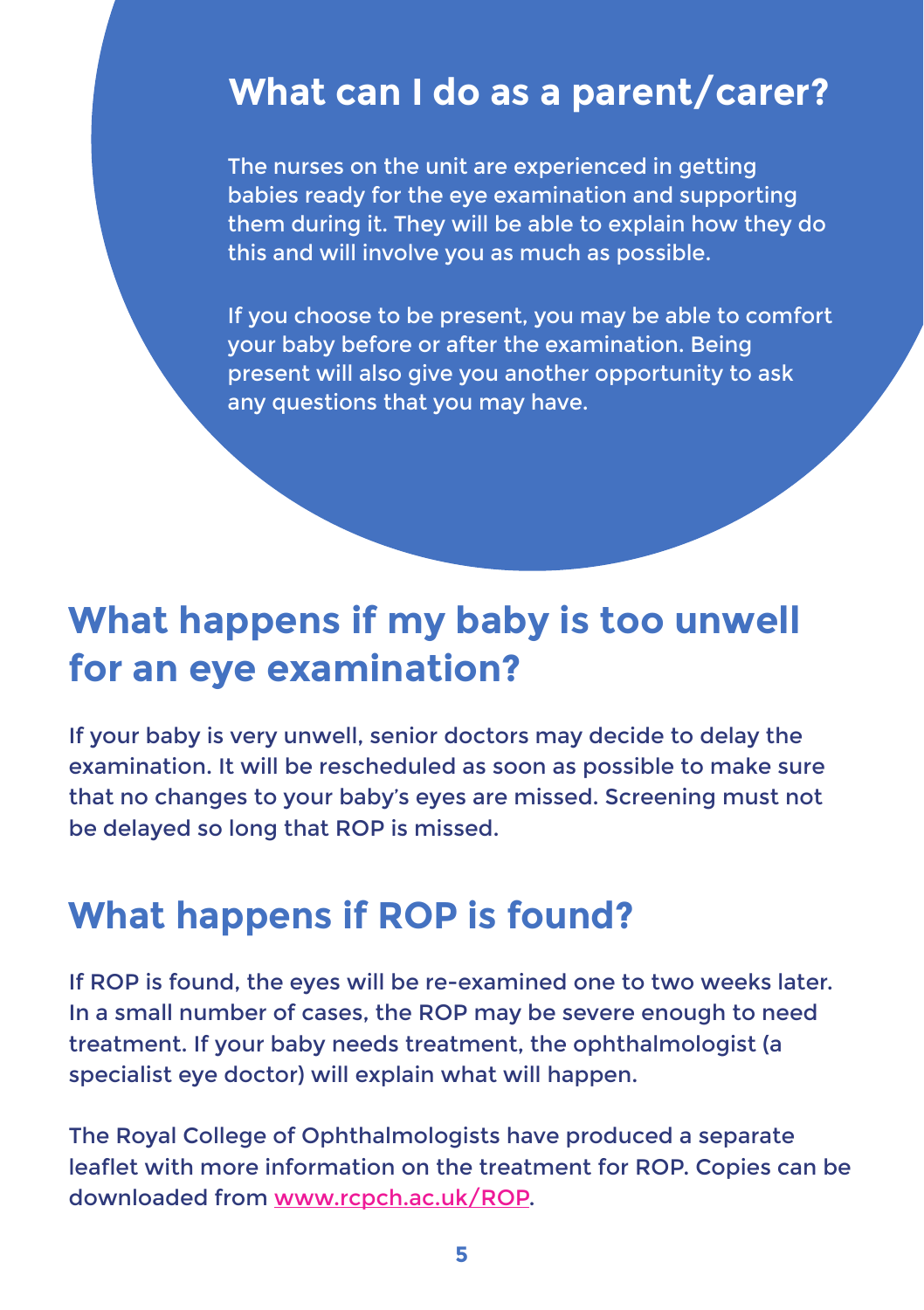## What can I do as a parent/carer?

The nurses on the unit are experienced in getting babies ready for the eye examination and supporting them during it. They will be able to explain how they do this and will involve you as much as possible.

If you choose to be present, you may be able to comfort your baby before or after the examination. Being present will also give you another opportunity to ask any questions that you may have.

## What happens if my baby is too unwell for an eye examination?

If your baby is very unwell, senior doctors may decide to delay the examination. It will be rescheduled as soon as possible to make sure that no changes to your baby's eyes are missed. Screening must not be delayed so long that ROP is missed.

## What happens if ROP is found?

If ROP is found, the eyes will be re-examined one to two weeks later. In a small number of cases, the ROP may be severe enough to need treatment. If your baby needs treatment, the ophthalmologist (a specialist eye doctor) will explain what will happen.

The Royal College of Ophthalmologists have produced a separate leaflet with more information on the treatment for ROP. Copies can be downloaded from [www.rcpch.ac.uk/ROP](http://www.rcpch.ac.uk/ROP).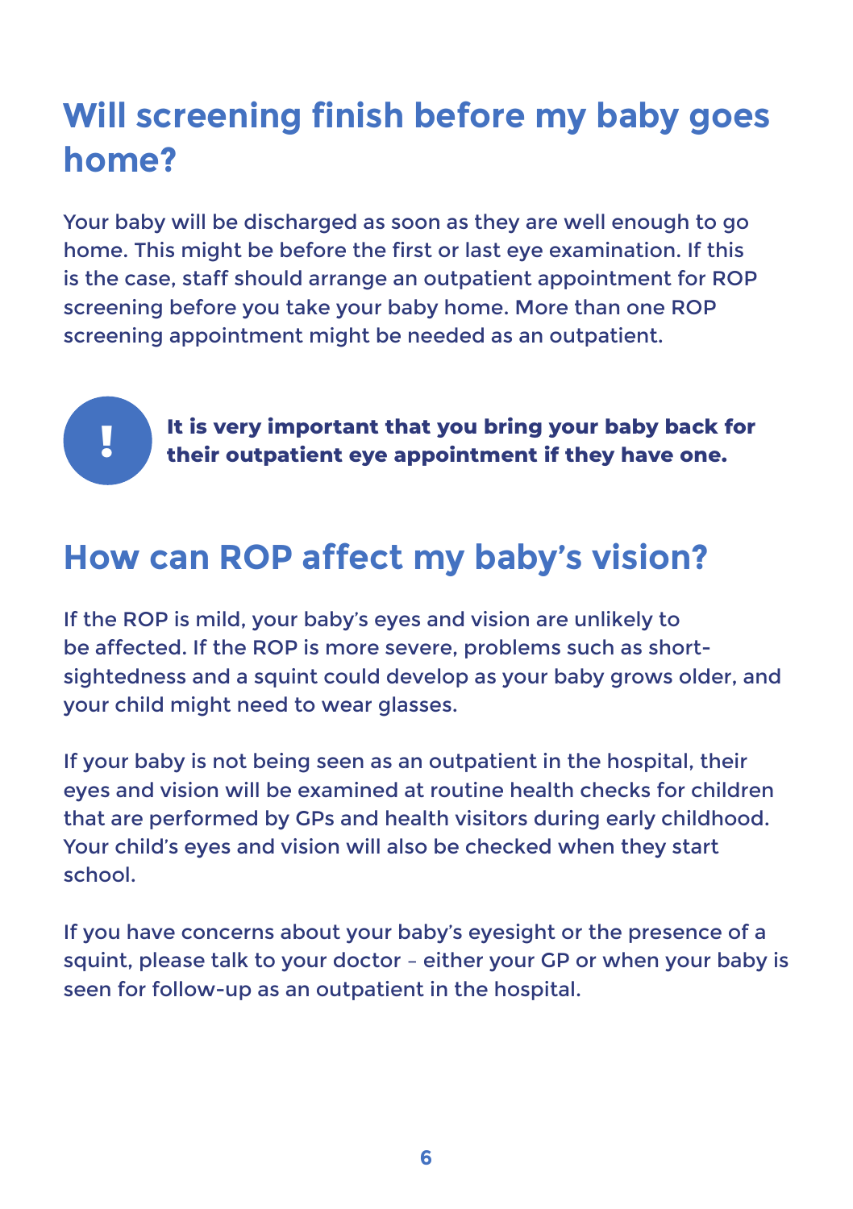## Will screening finish before my baby goes home?

Your baby will be discharged as soon as they are well enough to go home. This might be before the first or last eye examination. If this is the case, staff should arrange an outpatient appointment for ROP screening before you take your baby home. More than one ROP screening appointment might be needed as an outpatient.

**It is very important that you bring your baby back for their outpatient eye appointment if they have one.**

## How can ROP affect my baby's vision?

If the ROP is mild, your baby's eyes and vision are unlikely to be affected. If the ROP is more severe, problems such as short-sightedness and a squint could develop as your baby grows older, and your child might need to wear glasses.

If your baby is not being seen as an outpatient in the hospital, their eyes and vision will be examined at routine health checks for children that are performed by GPs and health visitors during early childhood. Your child's eyes and vision will also be checked when they start school.

If you have concerns about your baby's eyesight or the presence of a squint, please talk to your doctor – either your GP or when your baby is seen for follow-up as an outpatient in the hospital.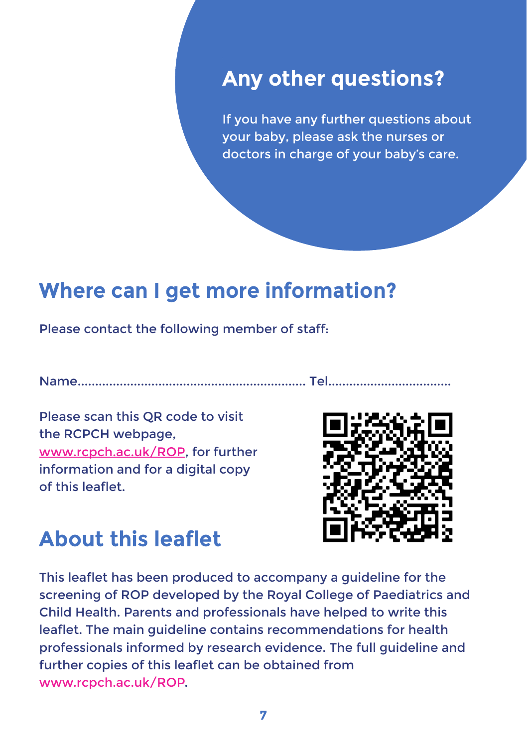## Any other questions?

If you have any further questions about your baby, please ask the nurses or doctors in charge of your baby's care.

## Where can I get more information?

Please contact the following member of staff:

Name................................................................ Tel..................................

Please scan this QR code to visit the RCPCH webpage, www.rcpch.ac.uk/ROP, for further information and for a digital copy of this leaflet.

## About this leaflet

This leaflet has been produced to accompany a guideline for the screening of ROP developed by the Royal College of Paediatrics and Child Health. Parents and professionals have helped to write this leaflet. The main guideline contains recommendations for health professionals informed by research evidence. The full guideline and further copies of this leaflet can be obtained from www.rcpch.ac.uk/ROP.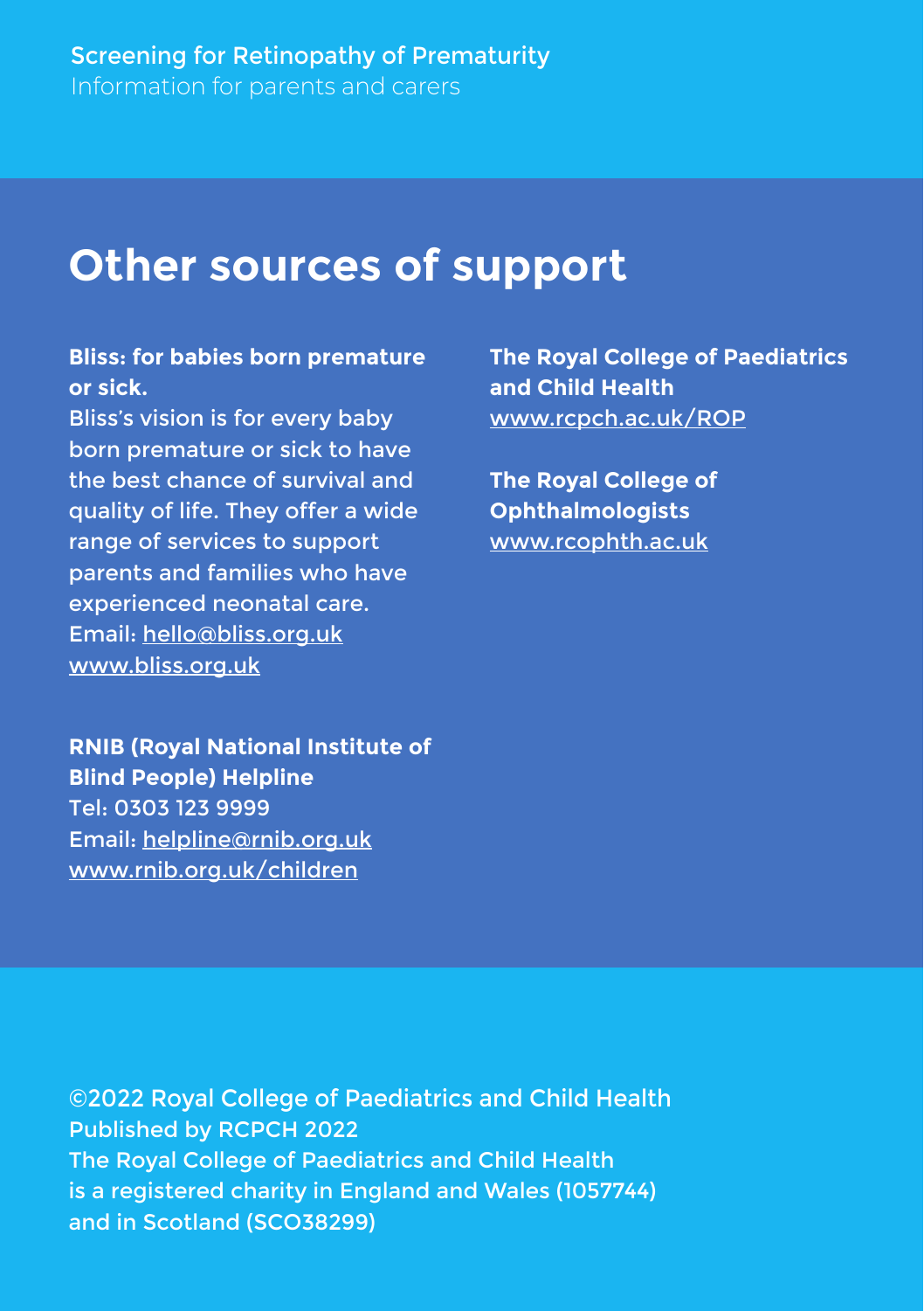# Other sources of support

**Bliss: for babies born premature or sick.**
Bliss's vision is for every baby born premature or sick to have the best chance of survival and quality of life. They offer a wide range of services to support parents and families who have experienced neonatal care.
Email: hello@bliss.org.uk
www.bliss.org.uk

**RNIB (Royal National Institute of Blind People) Helpline**
Tel: 0303 123 9999
Email: helpline@rnib.org.uk
www.rnib.org.uk/children

**The Royal College of Paediatrics and Child Health**
www.rcpch.ac.uk/ROP

**The Royal College of Ophthalmologists**
www.rcophth.ac.uk

©2022 Royal College of Paediatrics and Child Health
Published by RCPCH 2022
The Royal College of Paediatrics and Child Health is a registered charity in England and Wales (1057744) and in Scotland (SCO38299)